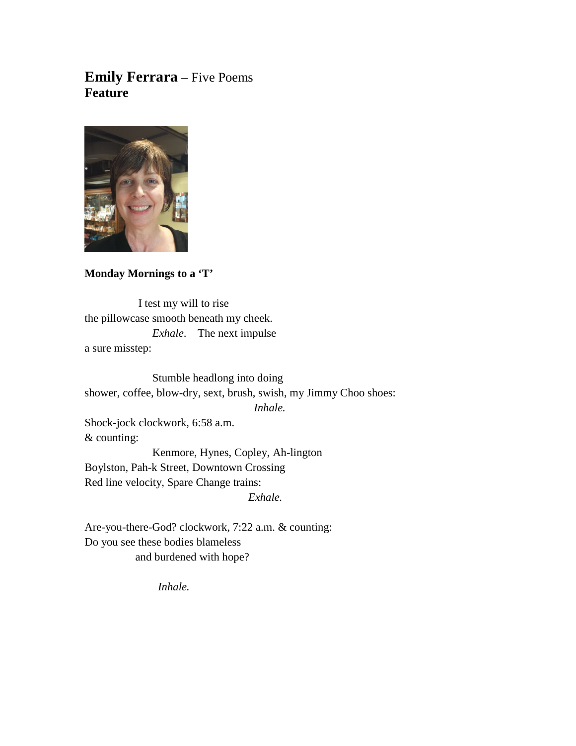# **Emily Ferrara** – Five Poems
**Feature**

**Monday Mornings to a 'T'**

I test my will to rise
the pillowcase smooth beneath my cheek.
*Exhale*. The next impulse
a sure misstep:

Stumble headlong into doing
shower, coffee, blow-dry, sext, brush, swish, my Jimmy Choo shoes:
*Inhale.*
Shock-jock clockwork, 6:58 a.m.
& counting:
Kenmore, Hynes, Copley, Ah-lington
Boylston, Pah-k Street, Downtown Crossing
Red line velocity, Spare Change trains:
*Exhale.*

Are-you-there-God? clockwork, 7:22 a.m. & counting:
Do you see these bodies blameless
and burdened with hope?

*Inhale.*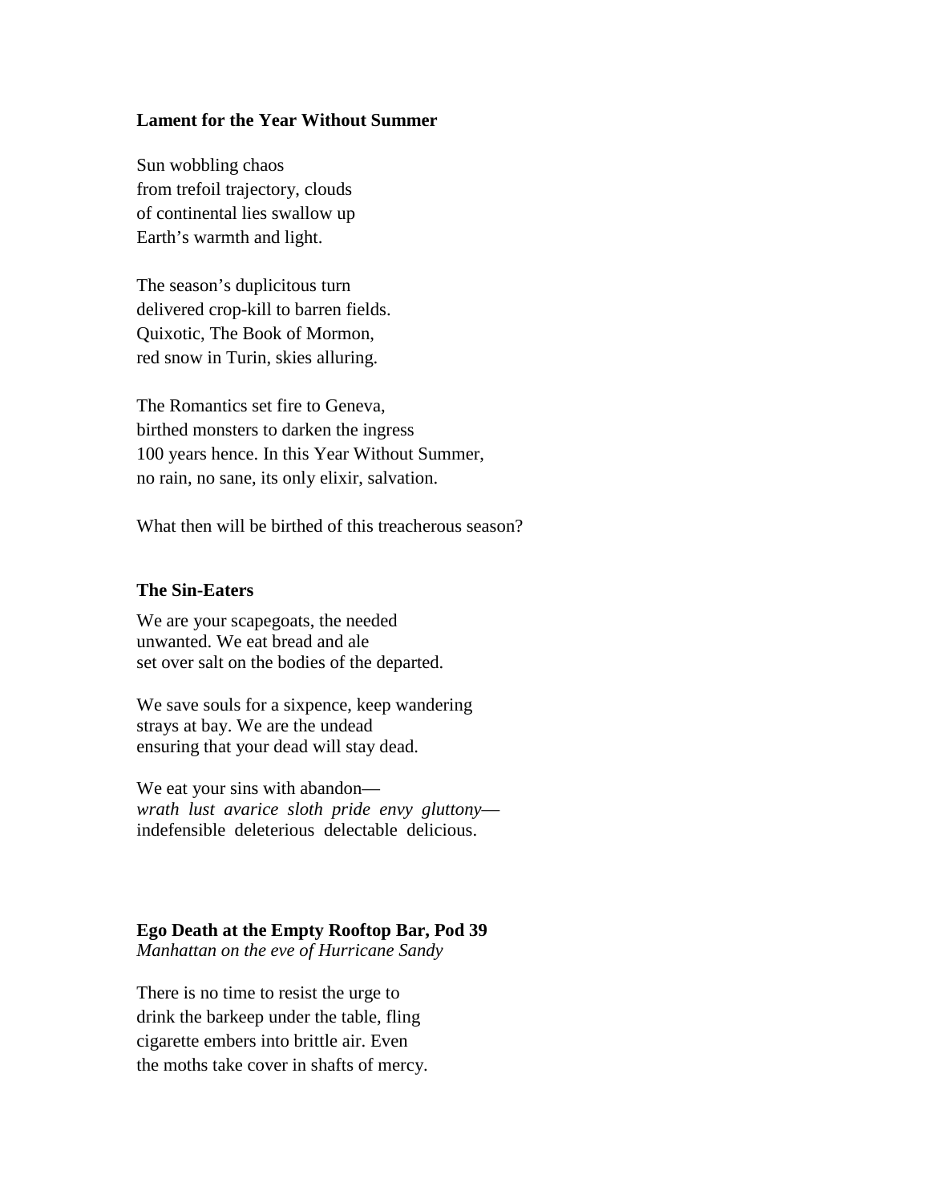**Lament for the Year Without Summer**

Sun wobbling chaos  
from trefoil trajectory, clouds  
of continental lies swallow up  
Earth's warmth and light.

The season's duplicitous turn  
delivered crop-kill to barren fields.  
Quixotic, The Book of Mormon,  
red snow in Turin, skies alluring.

The Romantics set fire to Geneva,  
birthed monsters to darken the ingress  
100 years hence. In this Year Without Summer,  
no rain, no sane, its only elixir, salvation.

What then will be birthed of this treacherous season?

**The Sin-Eaters**

We are your scapegoats, the needed  
unwanted. We eat bread and ale  
set over salt on the bodies of the departed.

We save souls for a sixpence, keep wandering  
strays at bay. We are the undead  
ensuring that your dead will stay dead.

We eat your sins with abandon—  
*wrath lust avarice sloth pride envy gluttony*—  
indefensible deleterious delectable delicious.

**Ego Death at the Empty Rooftop Bar, Pod 39**  
*Manhattan on the eve of Hurricane Sandy*

There is no time to resist the urge to  
drink the barkeep under the table, fling  
cigarette embers into brittle air. Even  
the moths take cover in shafts of mercy.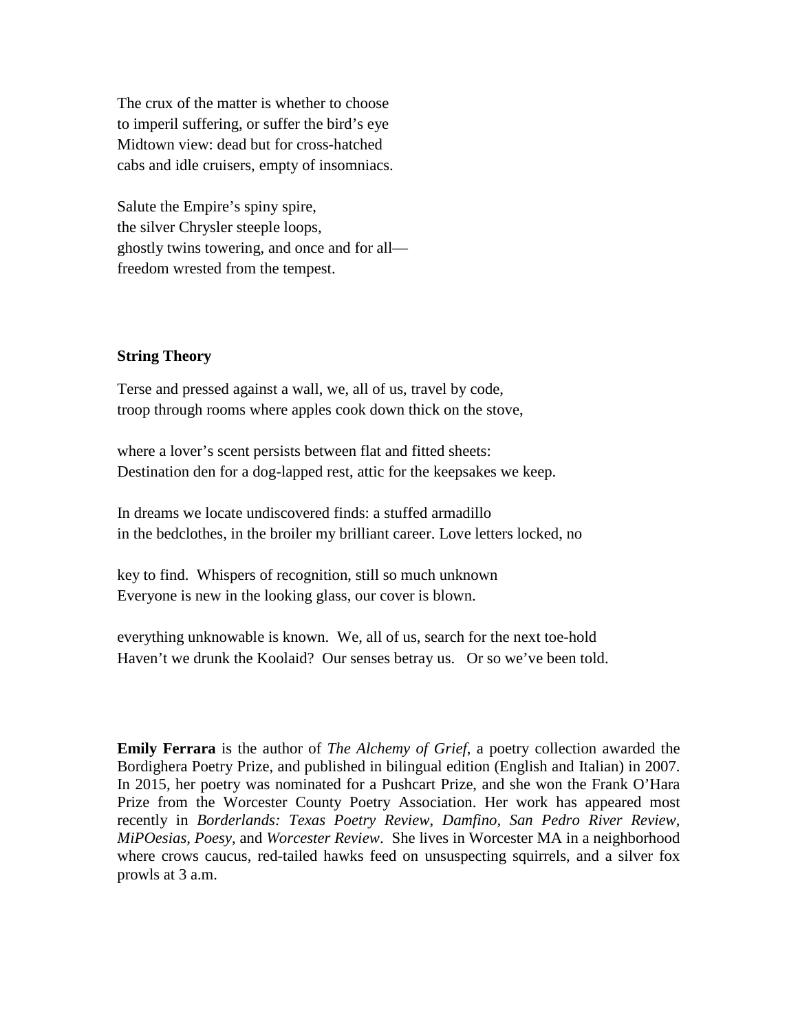The crux of the matter is whether to choose
to imperil suffering, or suffer the bird's eye
Midtown view: dead but for cross-hatched
cabs and idle cruisers, empty of insomniacs.

Salute the Empire's spiny spire,
the silver Chrysler steeple loops,
ghostly twins towering, and once and for all—
freedom wrested from the tempest.

**String Theory**

Terse and pressed against a wall, we, all of us, travel by code,
troop through rooms where apples cook down thick on the stove,

where a lover's scent persists between flat and fitted sheets:
Destination den for a dog-lapped rest, attic for the keepsakes we keep.

In dreams we locate undiscovered finds: a stuffed armadillo
in the bedclothes, in the broiler my brilliant career. Love letters locked, no

key to find. Whispers of recognition, still so much unknown
Everyone is new in the looking glass, our cover is blown.

everything unknowable is known. We, all of us, search for the next toe-hold
Haven't we drunk the Koolaid? Our senses betray us. Or so we've been told.

**Emily Ferrara** is the author of *The Alchemy of Grief*, a poetry collection awarded the Bordighera Poetry Prize, and published in bilingual edition (English and Italian) in 2007. In 2015, her poetry was nominated for a Pushcart Prize, and she won the Frank O'Hara Prize from the Worcester County Poetry Association. Her work has appeared most recently in *Borderlands: Texas Poetry Review*, *Damfino*, *San Pedro River Review*, *MiPOesias*, *Poesy*, and *Worcester Review*. She lives in Worcester MA in a neighborhood where crows caucus, red-tailed hawks feed on unsuspecting squirrels, and a silver fox prowls at 3 a.m.